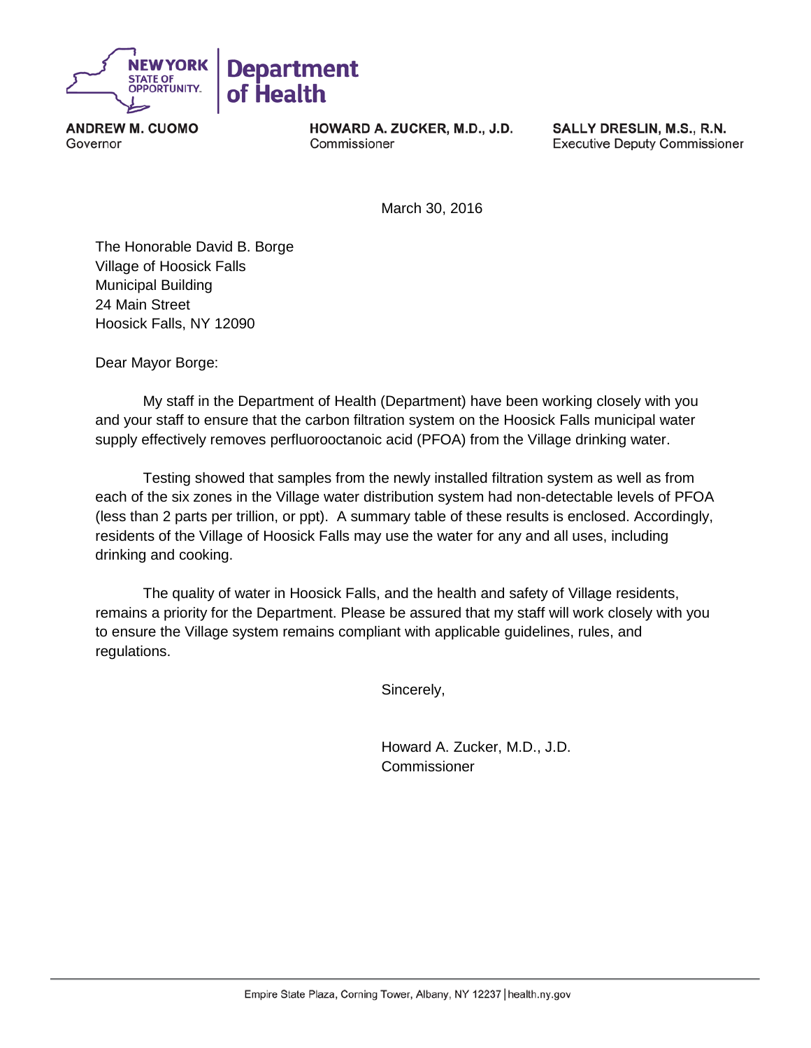**NEW YORK STATE OF OPPORTUNITY** | **Department of Health**

**ANDREW M. CUOMO**
Governor

**HOWARD A. ZUCKER, M.D., J.D.**
Commissioner

**SALLY DRESLIN, M.S., R.N.**
Executive Deputy Commissioner

March 30, 2016

The Honorable David B. Borge
Village of Hoosick Falls
Municipal Building
24 Main Street
Hoosick Falls, NY 12090

Dear Mayor Borge:

My staff in the Department of Health (Department) have been working closely with you and your staff to ensure that the carbon filtration system on the Hoosick Falls municipal water supply effectively removes perfluorooctanoic acid (PFOA) from the Village drinking water.

Testing showed that samples from the newly installed filtration system as well as from each of the six zones in the Village water distribution system had non-detectable levels of PFOA (less than 2 parts per trillion, or ppt). A summary table of these results is enclosed. Accordingly, residents of the Village of Hoosick Falls may use the water for any and all uses, including drinking and cooking.

The quality of water in Hoosick Falls, and the health and safety of Village residents, remains a priority for the Department. Please be assured that my staff will work closely with you to ensure the Village system remains compliant with applicable guidelines, rules, and regulations.

Sincerely,

Howard A. Zucker, M.D., J.D.
Commissioner

Empire State Plaza, Corning Tower, Albany, NY 12237 | health.ny.gov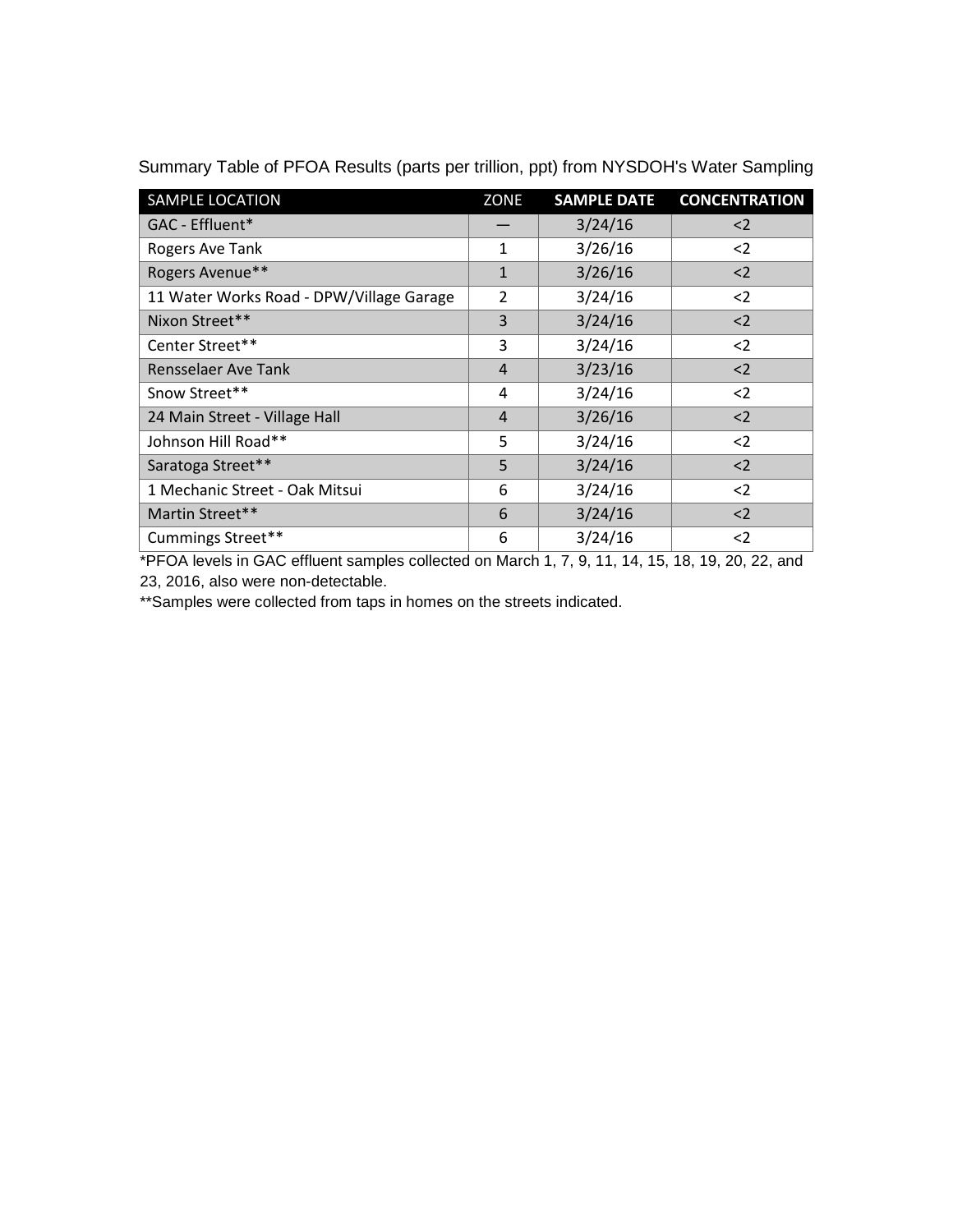Summary Table of PFOA Results (parts per trillion, ppt) from NYSDOH's Water Sampling

| SAMPLE LOCATION | ZONE | SAMPLE DATE | CONCENTRATION |
|---|---|---|---|
| GAC - Effluent* | — | 3/24/16 | <2 |
| Rogers Ave Tank | 1 | 3/26/16 | <2 |
| Rogers Avenue** | 1 | 3/26/16 | <2 |
| 11 Water Works Road - DPW/Village Garage | 2 | 3/24/16 | <2 |
| Nixon Street** | 3 | 3/24/16 | <2 |
| Center Street** | 3 | 3/24/16 | <2 |
| Rensselaer Ave Tank | 4 | 3/23/16 | <2 |
| Snow Street** | 4 | 3/24/16 | <2 |
| 24 Main Street - Village Hall | 4 | 3/26/16 | <2 |
| Johnson Hill Road** | 5 | 3/24/16 | <2 |
| Saratoga Street** | 5 | 3/24/16 | <2 |
| 1 Mechanic Street - Oak Mitsui | 6 | 3/24/16 | <2 |
| Martin Street** | 6 | 3/24/16 | <2 |
| Cummings Street** | 6 | 3/24/16 | <2 |

*PFOA levels in GAC effluent samples collected on March 1, 7, 9, 11, 14, 15, 18, 19, 20, 22, and 23, 2016, also were non-detectable.

**Samples were collected from taps in homes on the streets indicated.